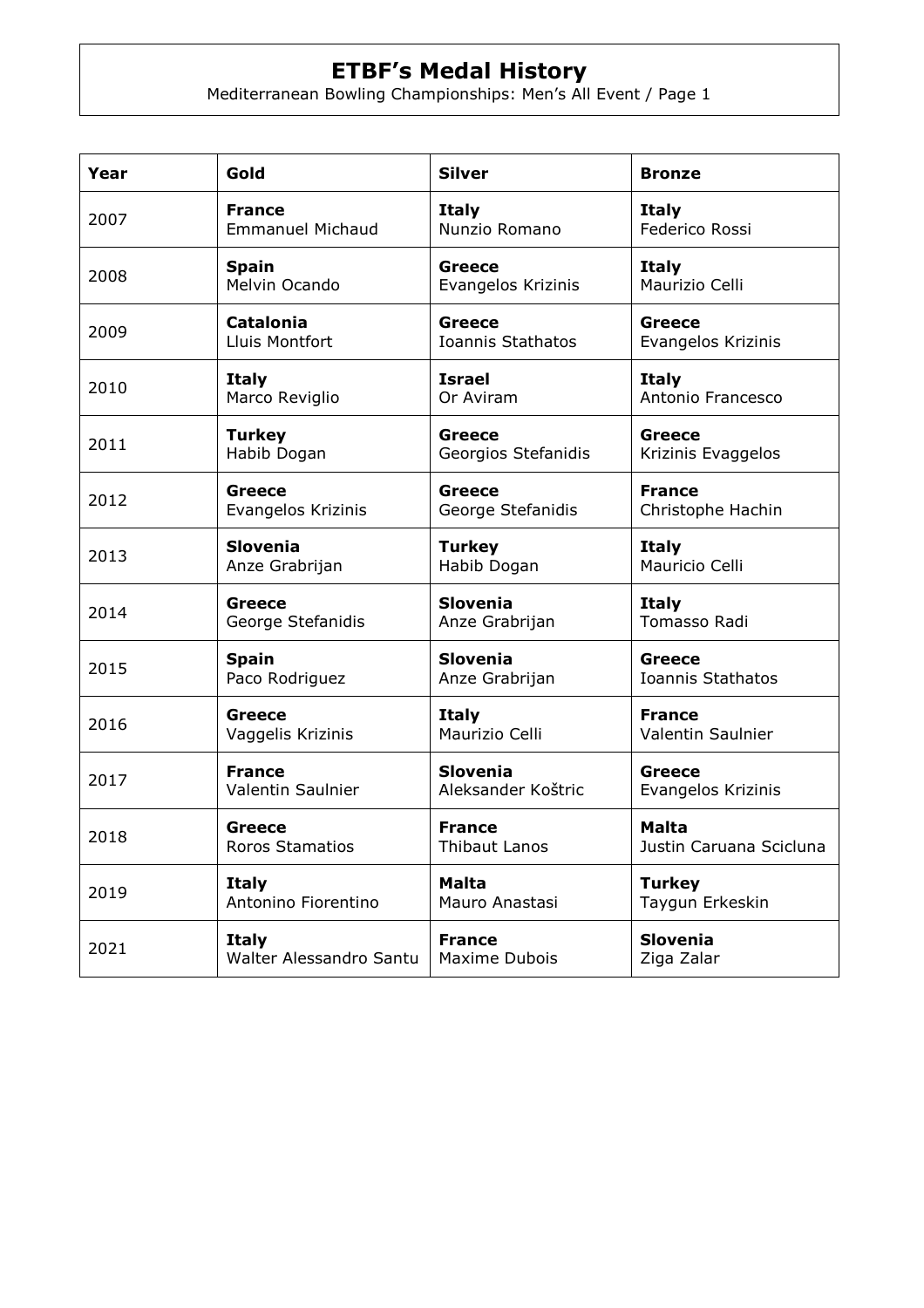# ETBF's Medal History

Mediterranean Bowling Championships: Men's All Event / Page 1

| Year | Gold | Silver | Bronze |
|---|---|---|---|
| 2007 | **France** Emmanuel Michaud | **Italy** Nunzio Romano | **Italy** Federico Rossi |
| 2008 | **Spain** Melvin Ocando | **Greece** Evangelos Krizinis | **Italy** Maurizio Celli |
| 2009 | **Catalonia** Lluis Montfort | **Greece** Ioannis Stathatos | **Greece** Evangelos Krizinis |
| 2010 | **Italy** Marco Reviglio | **Israel** Or Aviram | **Italy** Antonio Francesco |
| 2011 | **Turkey** Habib Dogan | **Greece** Georgios Stefanidis | **Greece** Krizinis Evaggelos |
| 2012 | **Greece** Evangelos Krizinis | **Greece** George Stefanidis | **France** Christophe Hachin |
| 2013 | **Slovenia** Anze Grabrijan | **Turkey** Habib Dogan | **Italy** Mauricio Celli |
| 2014 | **Greece** George Stefanidis | **Slovenia** Anze Grabrijan | **Italy** Tomasso Radi |
| 2015 | **Spain** Paco Rodriguez | **Slovenia** Anze Grabrijan | **Greece** Ioannis Stathatos |
| 2016 | **Greece** Vaggelis Krizinis | **Italy** Maurizio Celli | **France** Valentin Saulnier |
| 2017 | **France** Valentin Saulnier | **Slovenia** Aleksander Koštric | **Greece** Evangelos Krizinis |
| 2018 | **Greece** Roros Stamatios | **France** Thibaut Lanos | **Malta** Justin Caruana Scicluna |
| 2019 | **Italy** Antonino Fiorentino | **Malta** Mauro Anastasi | **Turkey** Taygun Erkeskin |
| 2021 | **Italy** Walter Alessandro Santu | **France** Maxime Dubois | **Slovenia** Ziga Zalar |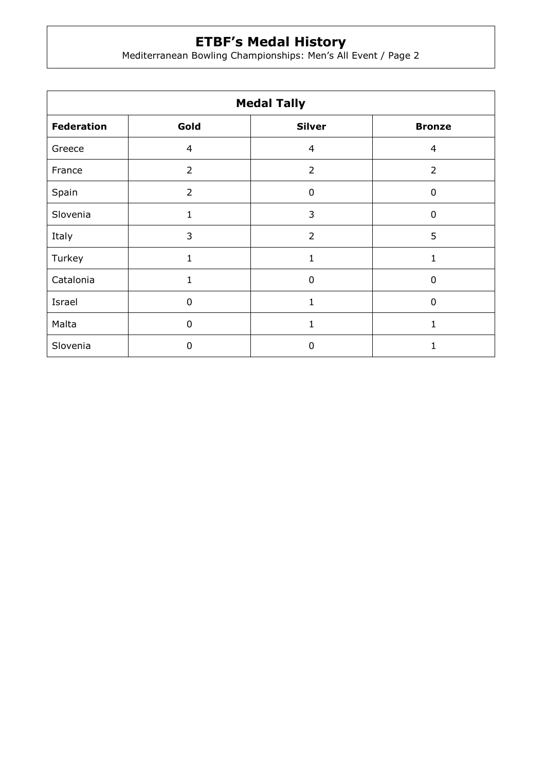# ETBF's Medal History

Mediterranean Bowling Championships: Men's All Event / Page 2

| Medal Tally | | | |
|---|---|---|---|
| **Federation** | **Gold** | **Silver** | **Bronze** |
| Greece | 4 | 4 | 4 |
| France | 2 | 2 | 2 |
| Spain | 2 | 0 | 0 |
| Slovenia | 1 | 3 | 0 |
| Italy | 3 | 2 | 5 |
| Turkey | 1 | 1 | 1 |
| Catalonia | 1 | 0 | 0 |
| Israel | 0 | 1 | 0 |
| Malta | 0 | 1 | 1 |
| Slovenia | 0 | 0 | 1 |